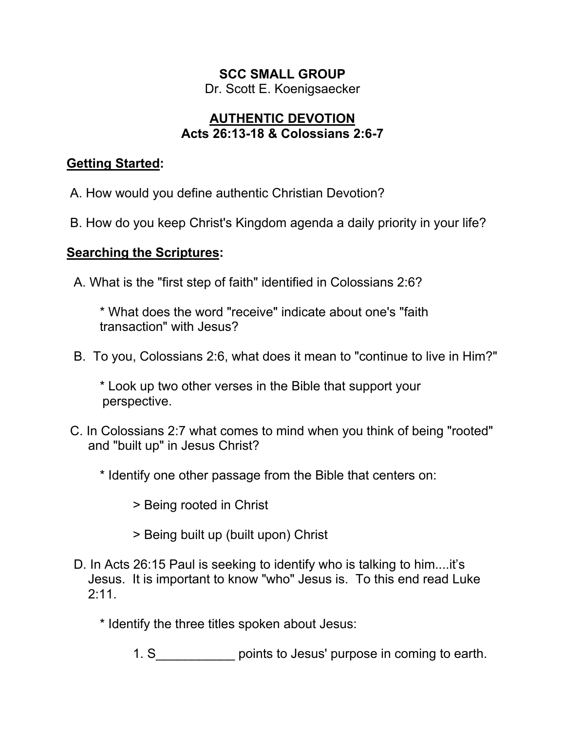**SCC SMALL GROUP**
Dr. Scott E. Koenigsaecker

# AUTHENTIC DEVOTION
## Acts 26:13-18 & Colossians 2:6-7

**Getting Started:**

A. How would you define authentic Christian Devotion?

B. How do you keep Christ's Kingdom agenda a daily priority in your life?

**Searching the Scriptures:**

A. What is the "first step of faith" identified in Colossians 2:6?

* What does the word "receive" indicate about one's "faith transaction" with Jesus?

B. To you, Colossians 2:6, what does it mean to "continue to live in Him?"

* Look up two other verses in the Bible that support your perspective.

C. In Colossians 2:7 what comes to mind when you think of being "rooted" and "built up" in Jesus Christ?

* Identify one other passage from the Bible that centers on:

> Being rooted in Christ

> Being built up (built upon) Christ

D. In Acts 26:15 Paul is seeking to identify who is talking to him....it's Jesus. It is important to know "who" Jesus is. To this end read Luke 2:11.

* Identify the three titles spoken about Jesus:

1. S___________ points to Jesus' purpose in coming to earth.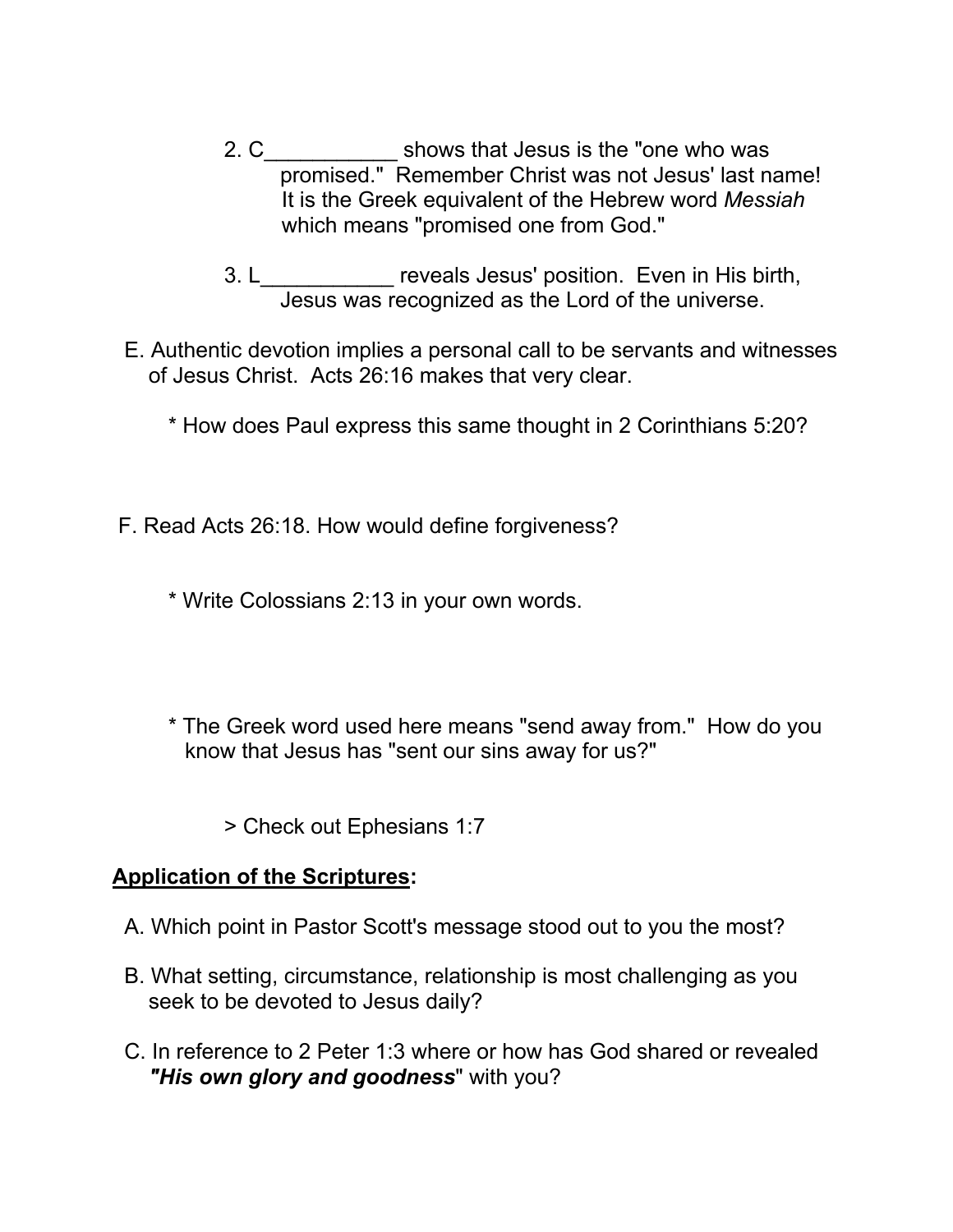2. C___________ shows that Jesus is the "one who was promised." Remember Christ was not Jesus' last name! It is the Greek equivalent of the Hebrew word *Messiah* which means "promised one from God."

3. L___________ reveals Jesus' position. Even in His birth, Jesus was recognized as the Lord of the universe.

E. Authentic devotion implies a personal call to be servants and witnesses of Jesus Christ. Acts 26:16 makes that very clear.

* How does Paul express this same thought in 2 Corinthians 5:20?

F. Read Acts 26:18. How would define forgiveness?

* Write Colossians 2:13 in your own words.

* The Greek word used here means "send away from." How do you know that Jesus has "sent our sins away for us?"

> Check out Ephesians 1:7

**Application of the Scriptures:**

A. Which point in Pastor Scott's message stood out to you the most?

B. What setting, circumstance, relationship is most challenging as you seek to be devoted to Jesus daily?

C. In reference to 2 Peter 1:3 where or how has God shared or revealed ***"His own glory and goodness***" with you?